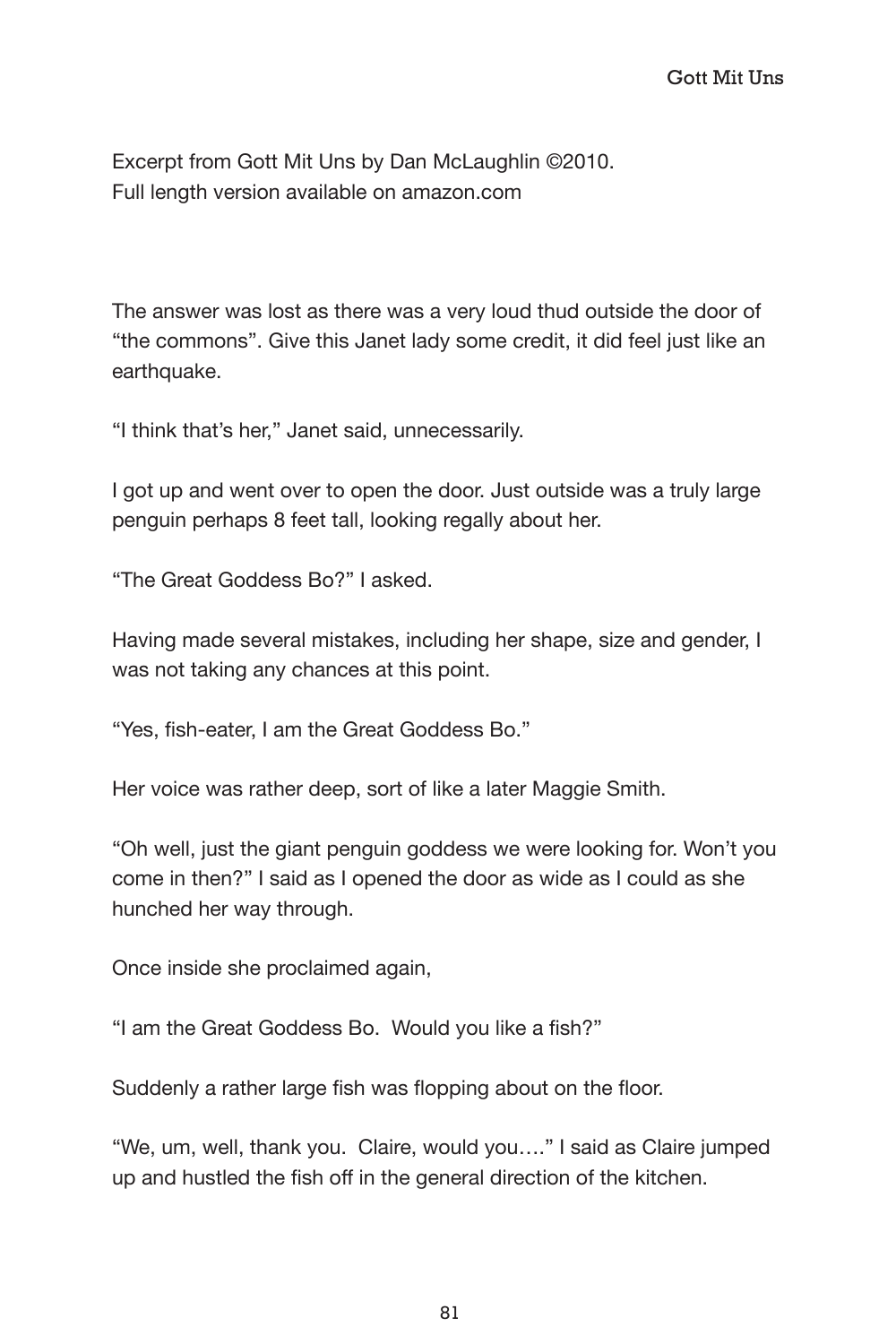Excerpt from Gott Mit Uns by Dan McLaughlin ©2010.
Full length version available on amazon.com

The answer was lost as there was a very loud thud outside the door of "the commons". Give this Janet lady some credit, it did feel just like an earthquake.

"I think that's her," Janet said, unnecessarily.

I got up and went over to open the door. Just outside was a truly large penguin perhaps 8 feet tall, looking regally about her.

"The Great Goddess Bo?" I asked.

Having made several mistakes, including her shape, size and gender, I was not taking any chances at this point.

"Yes, fish-eater, I am the Great Goddess Bo."

Her voice was rather deep, sort of like a later Maggie Smith.

"Oh well, just the giant penguin goddess we were looking for. Won't you come in then?" I said as I opened the door as wide as I could as she hunched her way through.

Once inside she proclaimed again,

"I am the Great Goddess Bo. Would you like a fish?"

Suddenly a rather large fish was flopping about on the floor.

"We, um, well, thank you. Claire, would you…." I said as Claire jumped up and hustled the fish off in the general direction of the kitchen.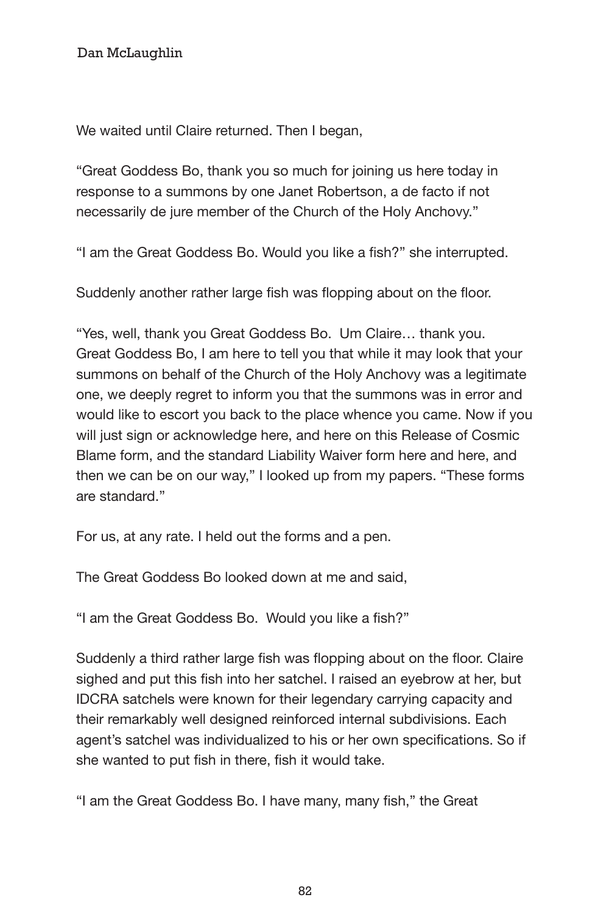We waited until Claire returned. Then I began,

“Great Goddess Bo, thank you so much for joining us here today in response to a summons by one Janet Robertson, a de facto if not necessarily de jure member of the Church of the Holy Anchovy.”

“I am the Great Goddess Bo. Would you like a fish?” she interrupted.

Suddenly another rather large fish was flopping about on the floor.

“Yes, well, thank you Great Goddess Bo. Um Claire… thank you. Great Goddess Bo, I am here to tell you that while it may look that your summons on behalf of the Church of the Holy Anchovy was a legitimate one, we deeply regret to inform you that the summons was in error and would like to escort you back to the place whence you came. Now if you will just sign or acknowledge here, and here on this Release of Cosmic Blame form, and the standard Liability Waiver form here and here, and then we can be on our way,” I looked up from my papers. “These forms are standard.”

For us, at any rate. I held out the forms and a pen.

The Great Goddess Bo looked down at me and said,

“I am the Great Goddess Bo. Would you like a fish?”

Suddenly a third rather large fish was flopping about on the floor. Claire sighed and put this fish into her satchel. I raised an eyebrow at her, but IDCRA satchels were known for their legendary carrying capacity and their remarkably well designed reinforced internal subdivisions. Each agent’s satchel was individualized to his or her own specifications. So if she wanted to put fish in there, fish it would take.

“I am the Great Goddess Bo. I have many, many fish,” the Great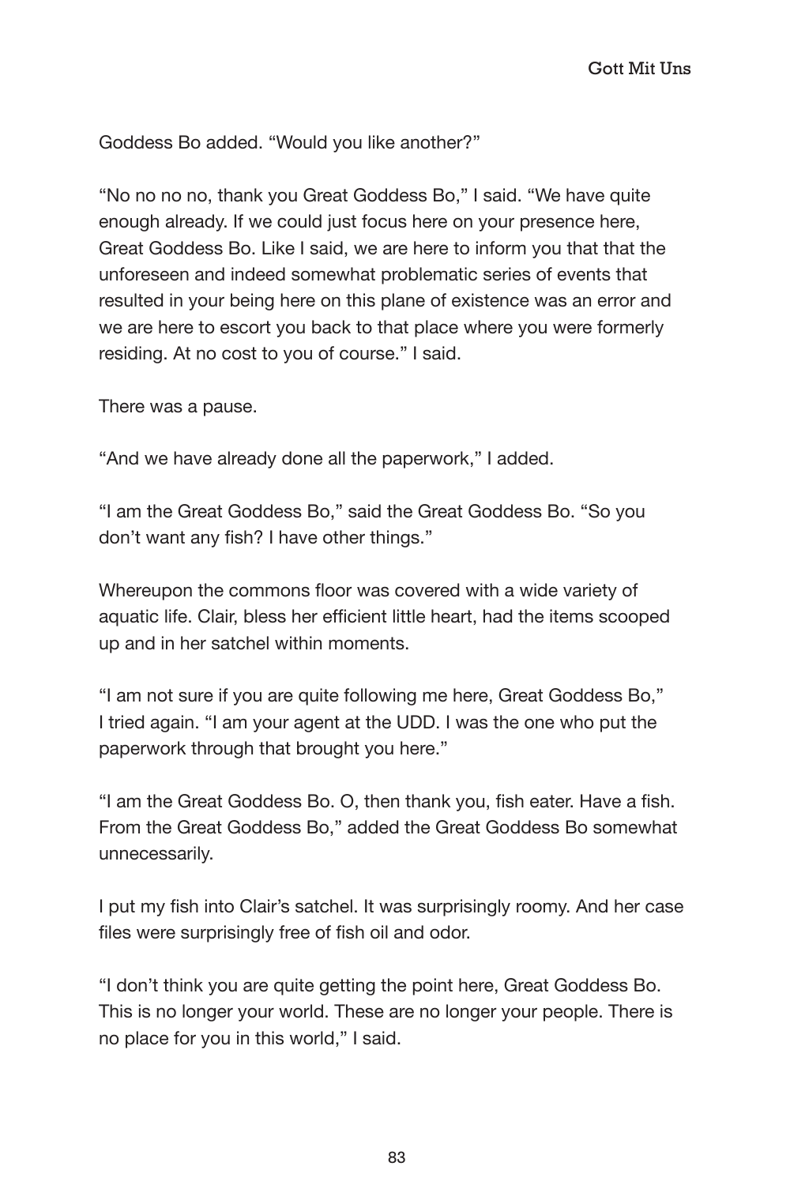Goddess Bo added. "Would you like another?"

"No no no no, thank you Great Goddess Bo," I said. "We have quite enough already. If we could just focus here on your presence here, Great Goddess Bo. Like I said, we are here to inform you that that the unforeseen and indeed somewhat problematic series of events that resulted in your being here on this plane of existence was an error and we are here to escort you back to that place where you were formerly residing. At no cost to you of course." I said.

There was a pause.

"And we have already done all the paperwork," I added.

"I am the Great Goddess Bo," said the Great Goddess Bo. "So you don't want any fish? I have other things."

Whereupon the commons floor was covered with a wide variety of aquatic life. Clair, bless her efficient little heart, had the items scooped up and in her satchel within moments.

"I am not sure if you are quite following me here, Great Goddess Bo," I tried again. "I am your agent at the UDD. I was the one who put the paperwork through that brought you here."

"I am the Great Goddess Bo. O, then thank you, fish eater. Have a fish. From the Great Goddess Bo," added the Great Goddess Bo somewhat unnecessarily.

I put my fish into Clair's satchel. It was surprisingly roomy. And her case files were surprisingly free of fish oil and odor.

"I don't think you are quite getting the point here, Great Goddess Bo. This is no longer your world. These are no longer your people. There is no place for you in this world," I said.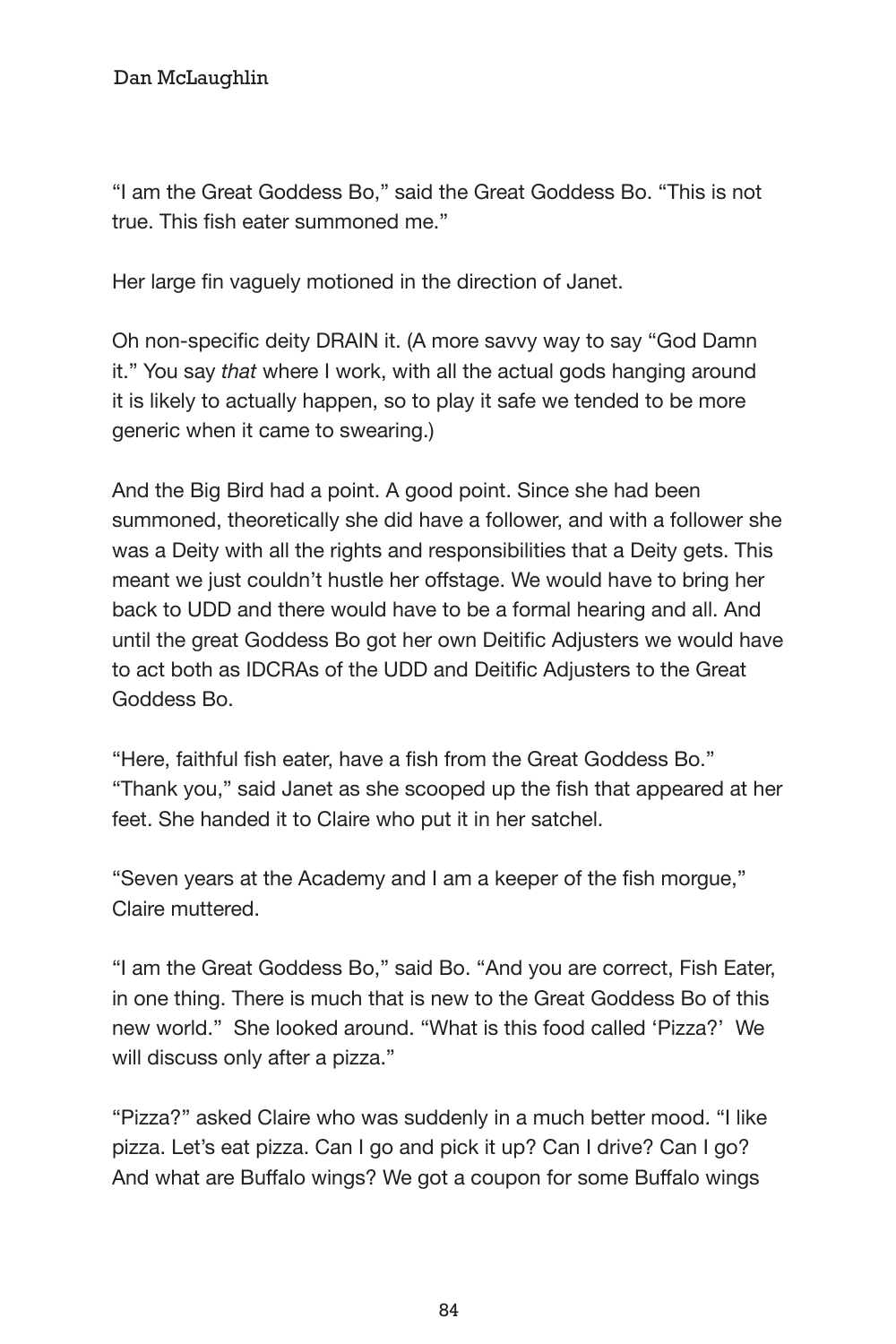"I am the Great Goddess Bo," said the Great Goddess Bo. "This is not true. This fish eater summoned me."

Her large fin vaguely motioned in the direction of Janet.

Oh non-specific deity DRAIN it. (A more savvy way to say "God Damn it." You say *that* where I work, with all the actual gods hanging around it is likely to actually happen, so to play it safe we tended to be more generic when it came to swearing.)

And the Big Bird had a point. A good point. Since she had been summoned, theoretically she did have a follower, and with a follower she was a Deity with all the rights and responsibilities that a Deity gets. This meant we just couldn't hustle her offstage. We would have to bring her back to UDD and there would have to be a formal hearing and all. And until the great Goddess Bo got her own Deitific Adjusters we would have to act both as IDCRAs of the UDD and Deitific Adjusters to the Great Goddess Bo.

"Here, faithful fish eater, have a fish from the Great Goddess Bo."
"Thank you," said Janet as she scooped up the fish that appeared at her feet. She handed it to Claire who put it in her satchel.

"Seven years at the Academy and I am a keeper of the fish morgue," Claire muttered.

"I am the Great Goddess Bo," said Bo. "And you are correct, Fish Eater, in one thing. There is much that is new to the Great Goddess Bo of this new world." She looked around. "What is this food called 'Pizza?' We will discuss only after a pizza."

"Pizza?" asked Claire who was suddenly in a much better mood. "I like pizza. Let's eat pizza. Can I go and pick it up? Can I drive? Can I go? And what are Buffalo wings? We got a coupon for some Buffalo wings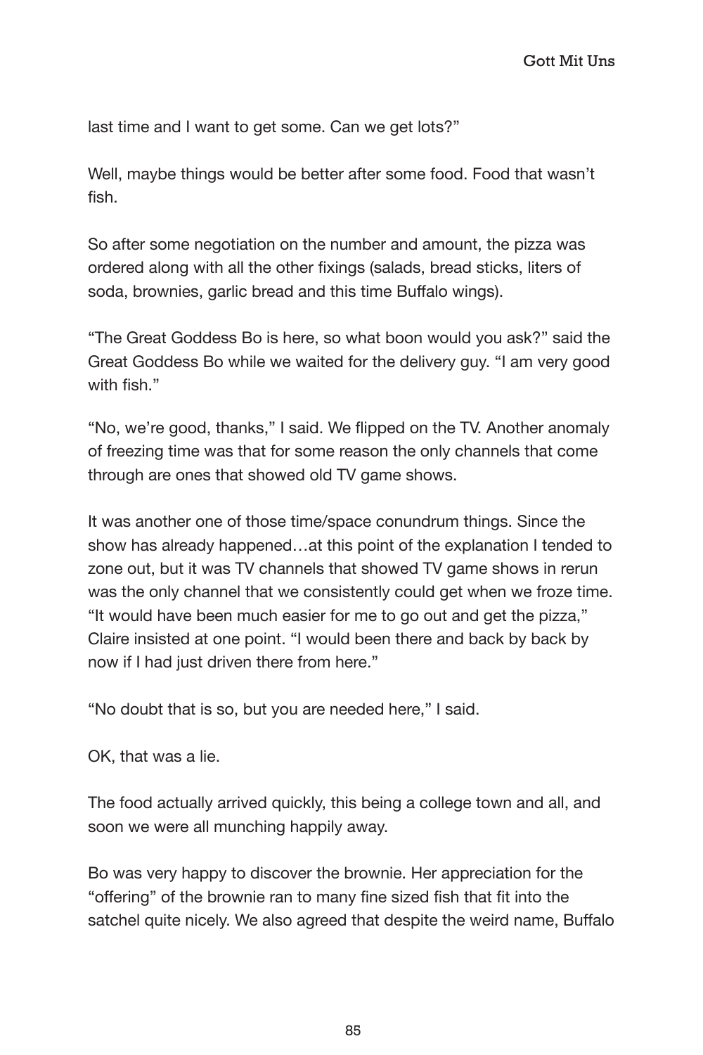last time and I want to get some. Can we get lots?"

Well, maybe things would be better after some food. Food that wasn't fish.

So after some negotiation on the number and amount, the pizza was ordered along with all the other fixings (salads, bread sticks, liters of soda, brownies, garlic bread and this time Buffalo wings).

"The Great Goddess Bo is here, so what boon would you ask?" said the Great Goddess Bo while we waited for the delivery guy. "I am very good with fish."

"No, we're good, thanks," I said. We flipped on the TV. Another anomaly of freezing time was that for some reason the only channels that come through are ones that showed old TV game shows.

It was another one of those time/space conundrum things. Since the show has already happened…at this point of the explanation I tended to zone out, but it was TV channels that showed TV game shows in rerun was the only channel that we consistently could get when we froze time. "It would have been much easier for me to go out and get the pizza," Claire insisted at one point. "I would been there and back by back by now if I had just driven there from here."

"No doubt that is so, but you are needed here," I said.

OK, that was a lie.

The food actually arrived quickly, this being a college town and all, and soon we were all munching happily away.

Bo was very happy to discover the brownie. Her appreciation for the "offering" of the brownie ran to many fine sized fish that fit into the satchel quite nicely. We also agreed that despite the weird name, Buffalo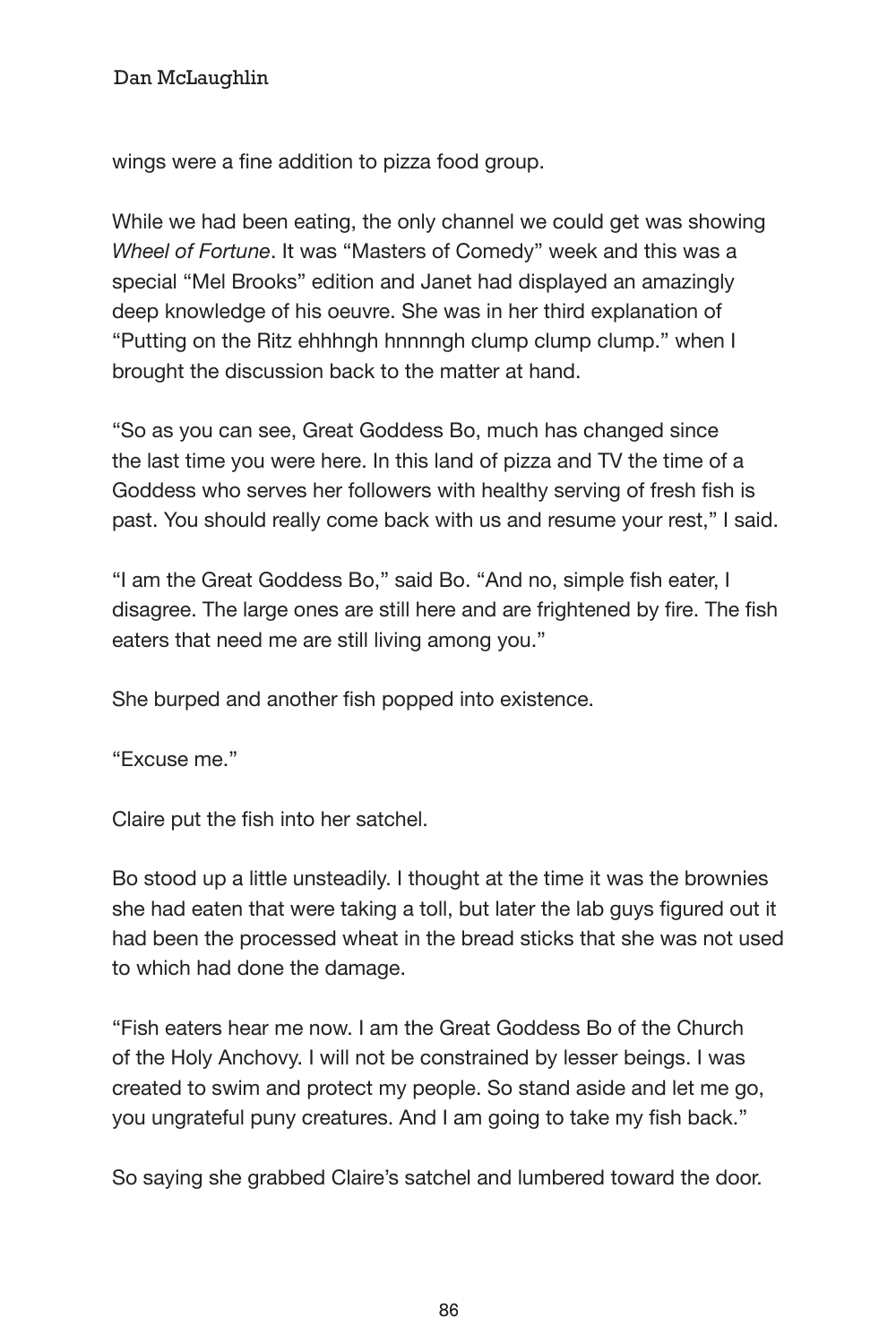wings were a fine addition to pizza food group.

While we had been eating, the only channel we could get was showing *Wheel of Fortune*. It was "Masters of Comedy" week and this was a special "Mel Brooks" edition and Janet had displayed an amazingly deep knowledge of his oeuvre. She was in her third explanation of "Putting on the Ritz ehhhngh hnnnngh clump clump clump." when I brought the discussion back to the matter at hand.

"So as you can see, Great Goddess Bo, much has changed since the last time you were here. In this land of pizza and TV the time of a Goddess who serves her followers with healthy serving of fresh fish is past. You should really come back with us and resume your rest," I said.

"I am the Great Goddess Bo," said Bo. "And no, simple fish eater, I disagree. The large ones are still here and are frightened by fire. The fish eaters that need me are still living among you."

She burped and another fish popped into existence.

"Excuse me."

Claire put the fish into her satchel.

Bo stood up a little unsteadily. I thought at the time it was the brownies she had eaten that were taking a toll, but later the lab guys figured out it had been the processed wheat in the bread sticks that she was not used to which had done the damage.

"Fish eaters hear me now. I am the Great Goddess Bo of the Church of the Holy Anchovy. I will not be constrained by lesser beings. I was created to swim and protect my people. So stand aside and let me go, you ungrateful puny creatures. And I am going to take my fish back."

So saying she grabbed Claire's satchel and lumbered toward the door.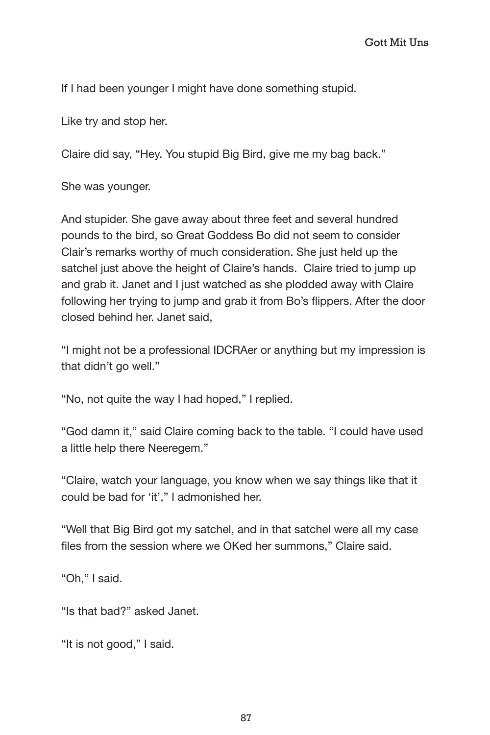If I had been younger I might have done something stupid.

Like try and stop her.

Claire did say, "Hey. You stupid Big Bird, give me my bag back."

She was younger.

And stupider. She gave away about three feet and several hundred pounds to the bird, so Great Goddess Bo did not seem to consider Clair's remarks worthy of much consideration. She just held up the satchel just above the height of Claire's hands. Claire tried to jump up and grab it. Janet and I just watched as she plodded away with Claire following her trying to jump and grab it from Bo's flippers. After the door closed behind her. Janet said,

"I might not be a professional IDCRAer or anything but my impression is that didn't go well."

"No, not quite the way I had hoped," I replied.

"God damn it," said Claire coming back to the table. "I could have used a little help there Neeregem."

"Claire, watch your language, you know when we say things like that it could be bad for 'it'," I admonished her.

"Well that Big Bird got my satchel, and in that satchel were all my case files from the session where we OKed her summons," Claire said.

"Oh," I said.

"Is that bad?" asked Janet.

"It is not good," I said.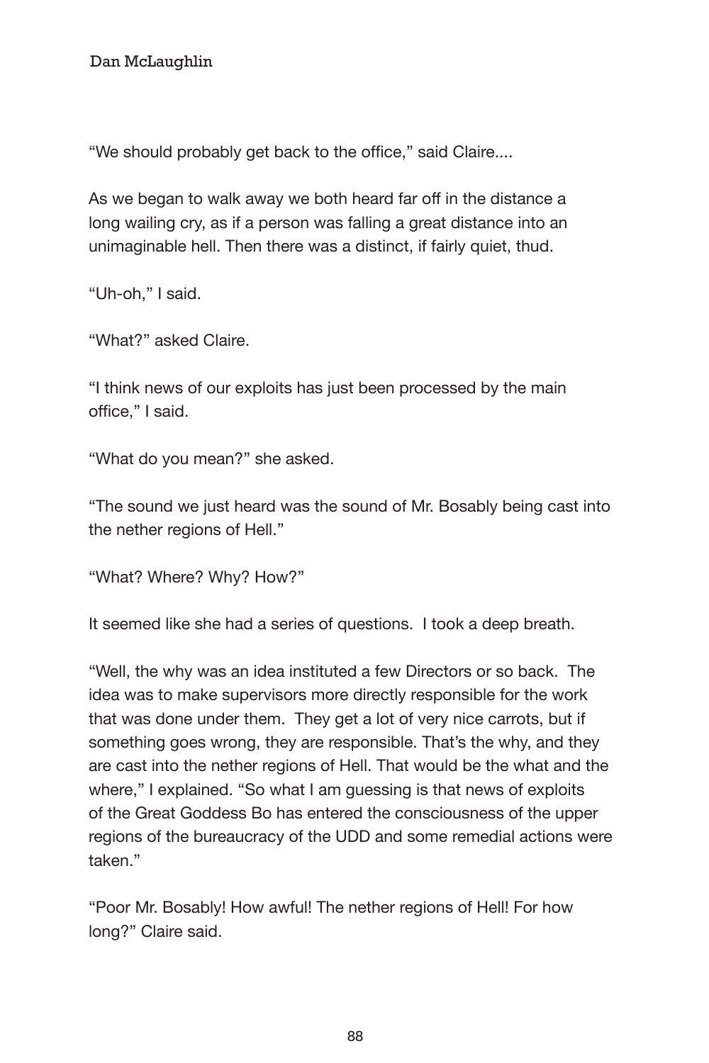"We should probably get back to the office," said Claire....

As we began to walk away we both heard far off in the distance a long wailing cry, as if a person was falling a great distance into an unimaginable hell. Then there was a distinct, if fairly quiet, thud.

"Uh-oh," I said.

"What?" asked Claire.

"I think news of our exploits has just been processed by the main office," I said.

"What do you mean?" she asked.

"The sound we just heard was the sound of Mr. Bosably being cast into the nether regions of Hell."

"What? Where? Why? How?"

It seemed like she had a series of questions. I took a deep breath.

"Well, the why was an idea instituted a few Directors or so back. The idea was to make supervisors more directly responsible for the work that was done under them. They get a lot of very nice carrots, but if something goes wrong, they are responsible. That's the why, and they are cast into the nether regions of Hell. That would be the what and the where," I explained. "So what I am guessing is that news of exploits of the Great Goddess Bo has entered the consciousness of the upper regions of the bureaucracy of the UDD and some remedial actions were taken."

"Poor Mr. Bosably! How awful! The nether regions of Hell! For how long?" Claire said.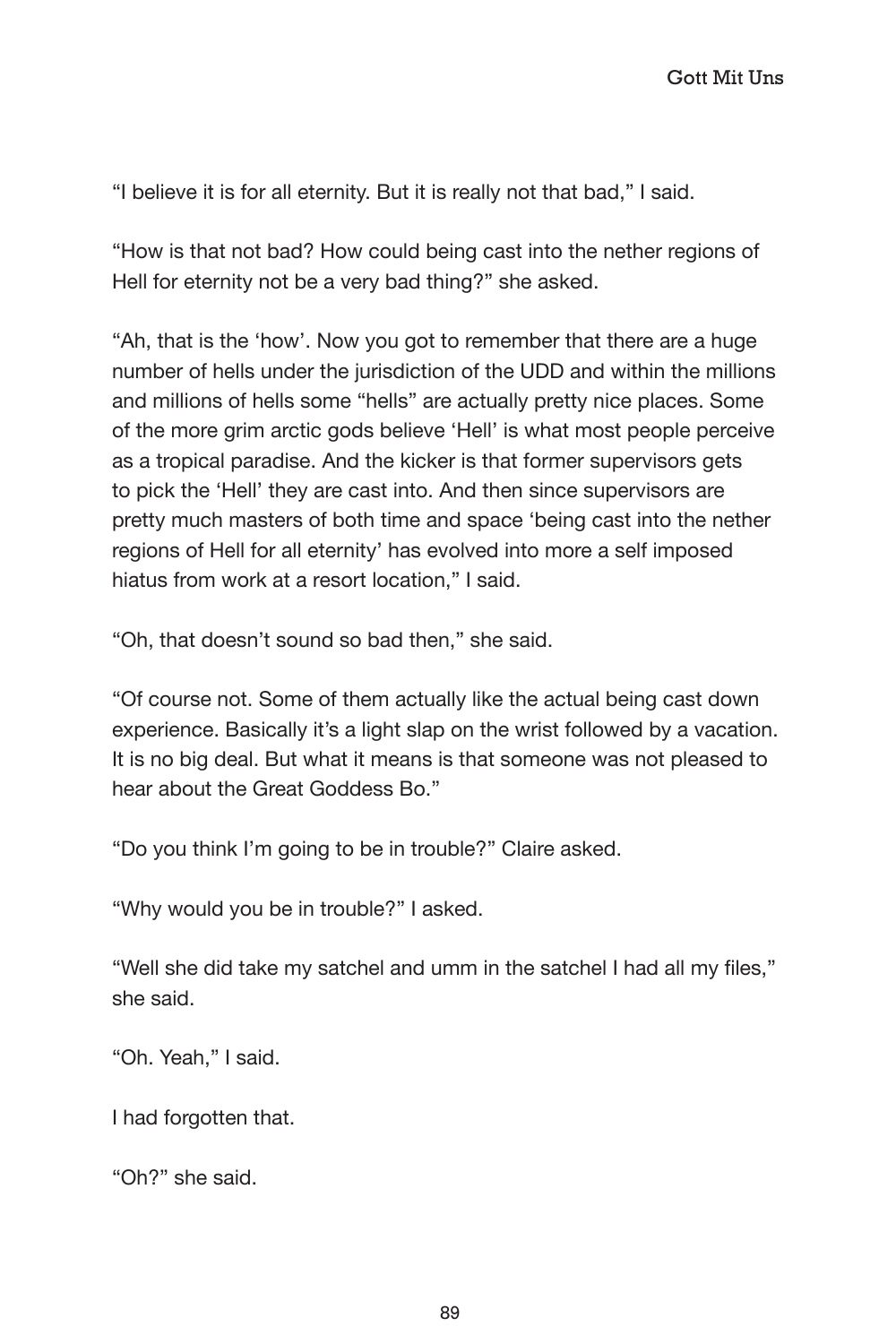"I believe it is for all eternity. But it is really not that bad," I said.

"How is that not bad? How could being cast into the nether regions of Hell for eternity not be a very bad thing?" she asked.

"Ah, that is the 'how'. Now you got to remember that there are a huge number of hells under the jurisdiction of the UDD and within the millions and millions of hells some "hells" are actually pretty nice places. Some of the more grim arctic gods believe 'Hell' is what most people perceive as a tropical paradise. And the kicker is that former supervisors gets to pick the 'Hell' they are cast into. And then since supervisors are pretty much masters of both time and space 'being cast into the nether regions of Hell for all eternity' has evolved into more a self imposed hiatus from work at a resort location," I said.

"Oh, that doesn't sound so bad then," she said.

"Of course not. Some of them actually like the actual being cast down experience. Basically it's a light slap on the wrist followed by a vacation. It is no big deal. But what it means is that someone was not pleased to hear about the Great Goddess Bo."

"Do you think I'm going to be in trouble?" Claire asked.

"Why would you be in trouble?" I asked.

"Well she did take my satchel and umm in the satchel I had all my files," she said.

"Oh. Yeah," I said.

I had forgotten that.

"Oh?" she said.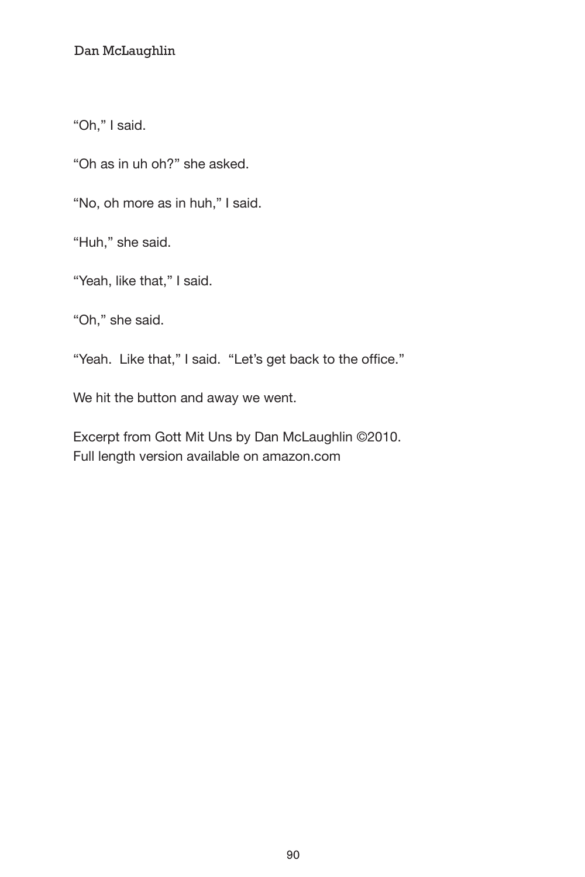"Oh," I said.

"Oh as in uh oh?" she asked.

"No, oh more as in huh," I said.

"Huh," she said.

"Yeah, like that," I said.

"Oh," she said.

"Yeah.  Like that," I said.  "Let's get back to the office."

We hit the button and away we went.

Excerpt from Gott Mit Uns by Dan McLaughlin ©2010.
Full length version available on amazon.com